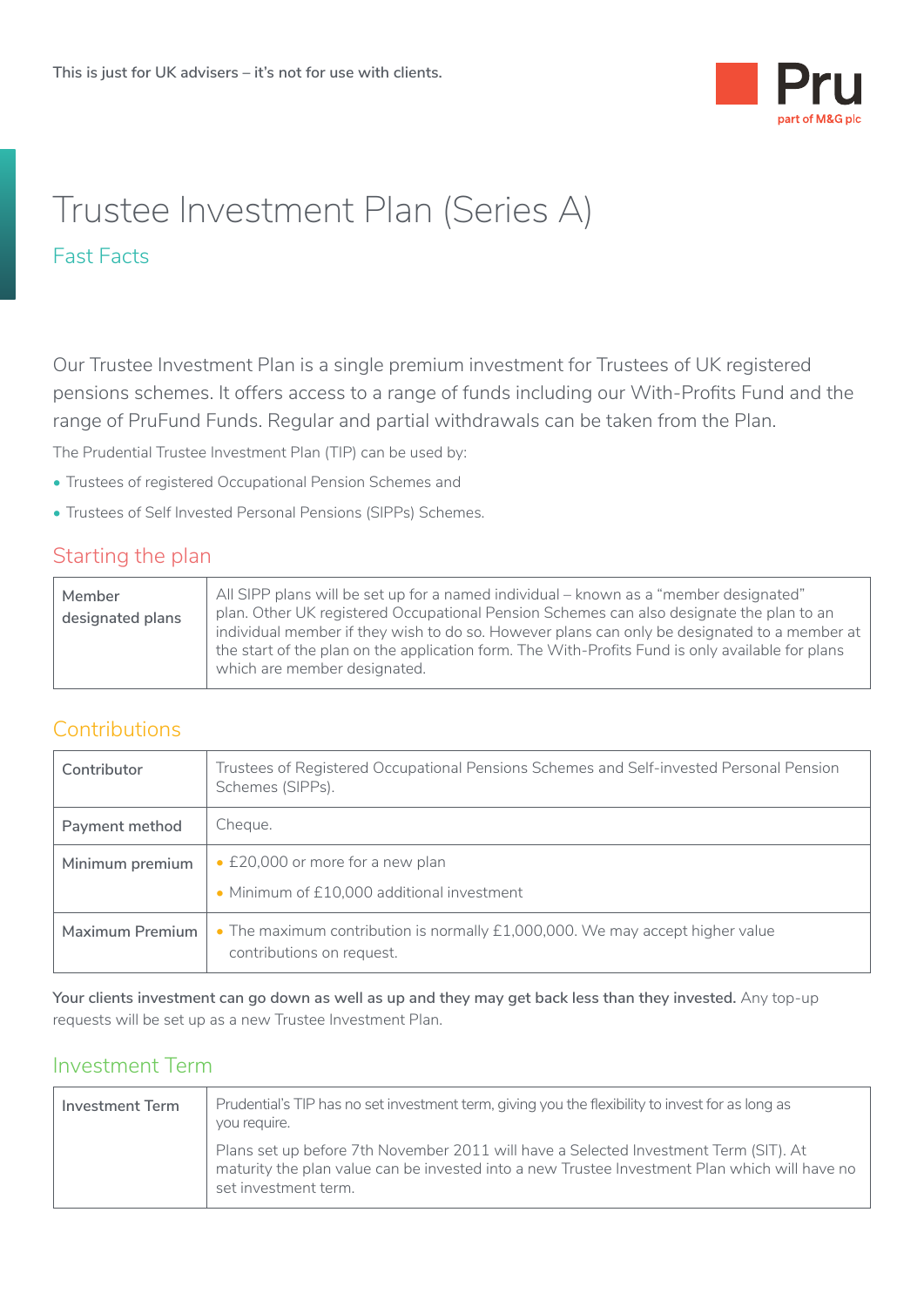This is just for UK advisers – it's not for use with clients.

# Trustee Investment Plan (Series A)

## Fast Facts

Our Trustee Investment Plan is a single premium investment for Trustees of UK registered pensions schemes. It offers access to a range of funds including our With-Profits Fund and the range of PruFund Funds. Regular and partial withdrawals can be taken from the Plan.

The Prudential Trustee Investment Plan (TIP) can be used by:

- Trustees of registered Occupational Pension Schemes and
- Trustees of Self Invested Personal Pensions (SIPPs) Schemes.

## Starting the plan

| | |
|---|---|
| Member designated plans | All SIPP plans will be set up for a named individual – known as a "member designated" plan. Other UK registered Occupational Pension Schemes can also designate the plan to an individual member if they wish to do so. However plans can only be designated to a member at the start of the plan on the application form. The With-Profits Fund is only available for plans which are member designated. |

## Contributions

| | |
|---|---|
| Contributor | Trustees of Registered Occupational Pensions Schemes and Self-invested Personal Pension Schemes (SIPPs). |
| Payment method | Cheque. |
| Minimum premium | • £20,000 or more for a new plan<br>• Minimum of £10,000 additional investment |
| Maximum Premium | • The maximum contribution is normally £1,000,000. We may accept higher value contributions on request. |

**Your clients investment can go down as well as up and they may get back less than they invested.** Any top-up requests will be set up as a new Trustee Investment Plan.

## Investment Term

| | |
|---|---|
| Investment Term | Prudential's TIP has no set investment term, giving you the flexibility to invest for as long as you require.<br>Plans set up before 7th November 2011 will have a Selected Investment Term (SIT). At maturity the plan value can be invested into a new Trustee Investment Plan which will have no set investment term. |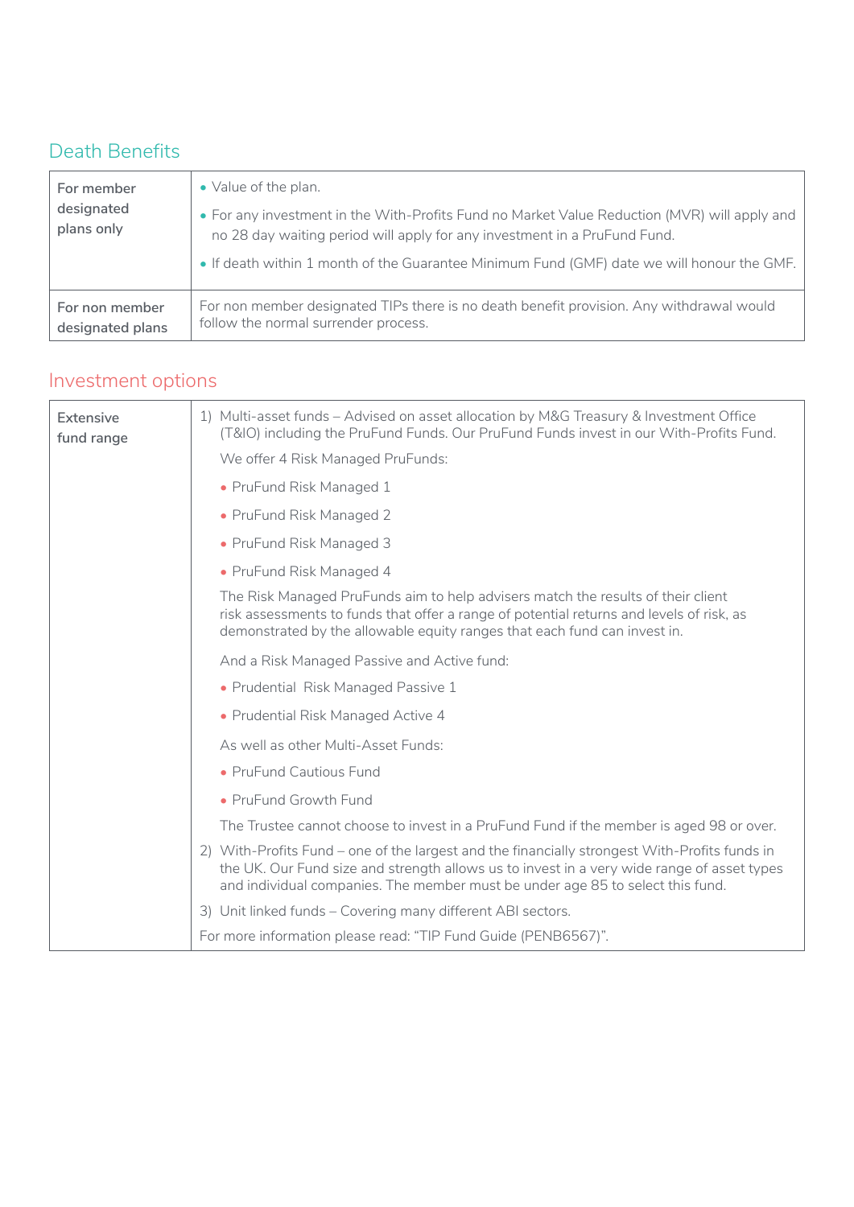## Death Benefits

| | |
|---|---|
| For member designated plans only | • Value of the plan.<br>• For any investment in the With-Profits Fund no Market Value Reduction (MVR) will apply and no 28 day waiting period will apply for any investment in a PruFund Fund.<br>• If death within 1 month of the Guarantee Minimum Fund (GMF) date we will honour the GMF. |
| For non member designated plans | For non member designated TIPs there is no death benefit provision. Any withdrawal would follow the normal surrender process. |

## Investment options

| | |
|---|---|
| Extensive fund range | 1) Multi-asset funds – Advised on asset allocation by M&G Treasury & Investment Office (T&IO) including the PruFund Funds. Our PruFund Funds invest in our With-Profits Fund.<br>We offer 4 Risk Managed PruFunds:<br>• PruFund Risk Managed 1<br>• PruFund Risk Managed 2<br>• PruFund Risk Managed 3<br>• PruFund Risk Managed 4<br>The Risk Managed PruFunds aim to help advisers match the results of their client risk assessments to funds that offer a range of potential returns and levels of risk, as demonstrated by the allowable equity ranges that each fund can invest in.<br>And a Risk Managed Passive and Active fund:<br>• Prudential Risk Managed Passive 1<br>• Prudential Risk Managed Active 4<br>As well as other Multi-Asset Funds:<br>• PruFund Cautious Fund<br>• PruFund Growth Fund<br>The Trustee cannot choose to invest in a PruFund Fund if the member is aged 98 or over.<br>2) With-Profits Fund – one of the largest and the financially strongest With-Profits funds in the UK. Our Fund size and strength allows us to invest in a very wide range of asset types and individual companies. The member must be under age 85 to select this fund.<br>3) Unit linked funds – Covering many different ABI sectors.<br>For more information please read: "TIP Fund Guide (PENB6567)". |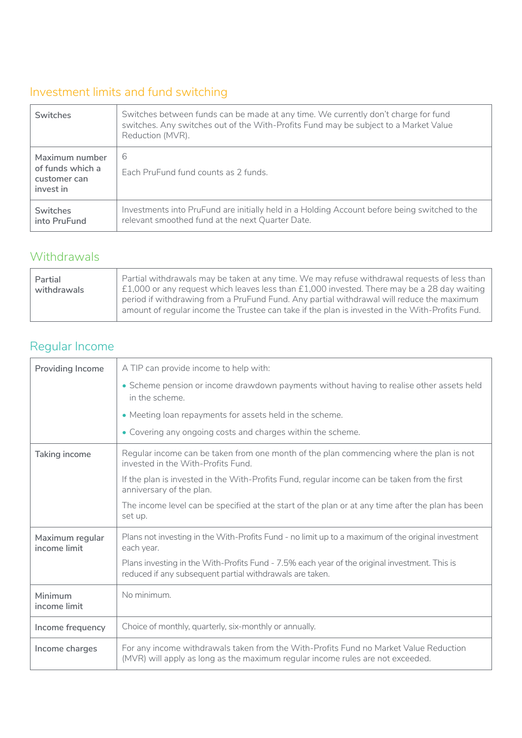## Investment limits and fund switching

| | |
|---|---|
| Switches | Switches between funds can be made at any time. We currently don't charge for fund switches. Any switches out of the With-Profits Fund may be subject to a Market Value Reduction (MVR). |
| Maximum number of funds which a customer can invest in | 6<br><br>Each PruFund fund counts as 2 funds. |
| Switches into PruFund | Investments into PruFund are initially held in a Holding Account before being switched to the relevant smoothed fund at the next Quarter Date. |

## Withdrawals

| | |
|---|---|
| Partial withdrawals | Partial withdrawals may be taken at any time. We may refuse withdrawal requests of less than £1,000 or any request which leaves less than £1,000 invested. There may be a 28 day waiting period if withdrawing from a PruFund Fund. Any partial withdrawal will reduce the maximum amount of regular income the Trustee can take if the plan is invested in the With-Profits Fund. |

## Regular Income

| | |
|---|---|
| Providing Income | A TIP can provide income to help with:<br>• Scheme pension or income drawdown payments without having to realise other assets held in the scheme.<br>• Meeting loan repayments for assets held in the scheme.<br>• Covering any ongoing costs and charges within the scheme. |
| Taking income | Regular income can be taken from one month of the plan commencing where the plan is not invested in the With-Profits Fund.<br><br>If the plan is invested in the With-Profits Fund, regular income can be taken from the first anniversary of the plan.<br><br>The income level can be specified at the start of the plan or at any time after the plan has been set up. |
| Maximum regular income limit | Plans not investing in the With-Profits Fund - no limit up to a maximum of the original investment each year.<br><br>Plans investing in the With-Profits Fund - 7.5% each year of the original investment. This is reduced if any subsequent partial withdrawals are taken. |
| Minimum income limit | No minimum. |
| Income frequency | Choice of monthly, quarterly, six-monthly or annually. |
| Income charges | For any income withdrawals taken from the With-Profits Fund no Market Value Reduction (MVR) will apply as long as the maximum regular income rules are not exceeded. |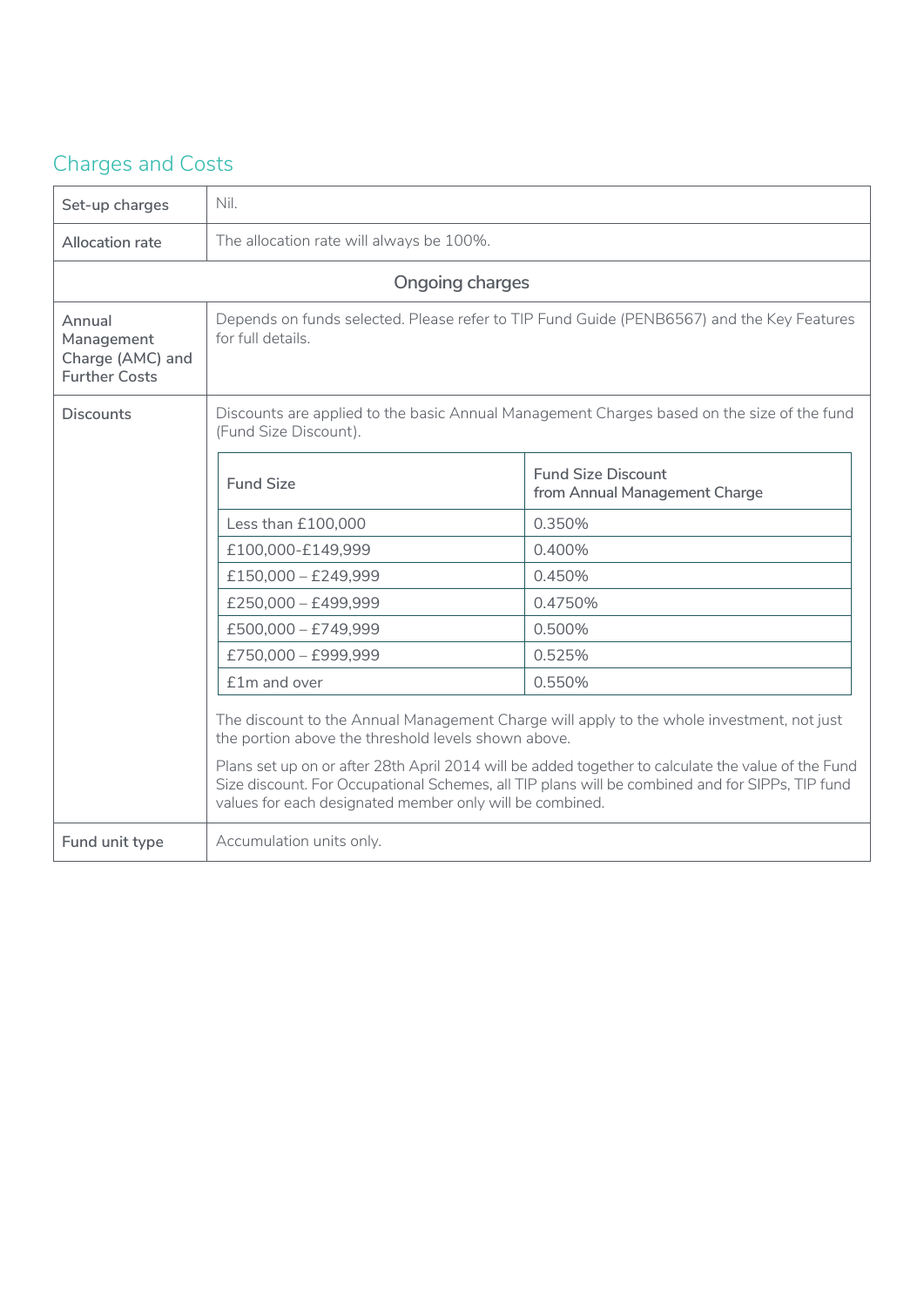## Charges and Costs

| | |
|---|---|
| Set-up charges | Nil. |
| Allocation rate | The allocation rate will always be 100%. |
| **Ongoing charges** | |
| Annual Management Charge (AMC) and Further Costs | Depends on funds selected. Please refer to TIP Fund Guide (PENB6567) and the Key Features for full details. |
| Discounts | Discounts are applied to the basic Annual Management Charges based on the size of the fund (Fund Size Discount). |
| Fund unit type | Accumulation units only. |

| Fund Size | Fund Size Discount from Annual Management Charge |
|---|---|
| Less than £100,000 | 0.350% |
| £100,000-£149,999 | 0.400% |
| £150,000 – £249,999 | 0.450% |
| £250,000 – £499,999 | 0.4750% |
| £500,000 – £749,999 | 0.500% |
| £750,000 – £999,999 | 0.525% |
| £1m and over | 0.550% |

The discount to the Annual Management Charge will apply to the whole investment, not just the portion above the threshold levels shown above.

Plans set up on or after 28th April 2014 will be added together to calculate the value of the Fund Size discount. For Occupational Schemes, all TIP plans will be combined and for SIPPs, TIP fund values for each designated member only will be combined.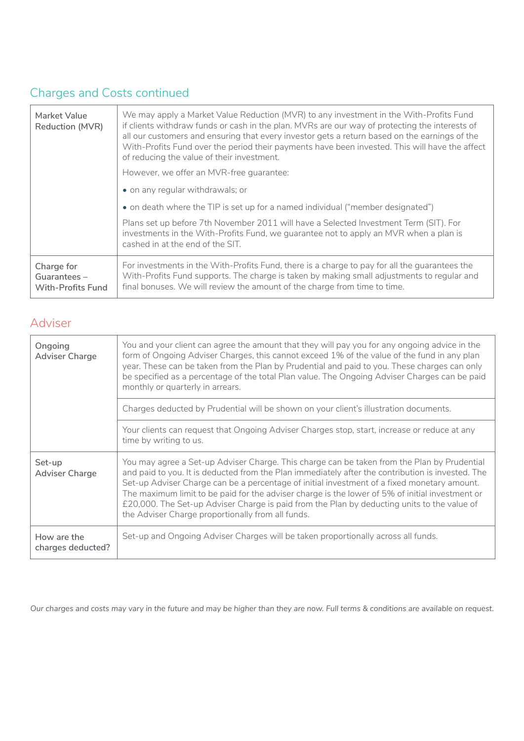## Charges and Costs continued

| | |
|---|---|
| Market Value Reduction (MVR) | We may apply a Market Value Reduction (MVR) to any investment in the With-Profits Fund if clients withdraw funds or cash in the plan. MVRs are our way of protecting the interests of all our customers and ensuring that every investor gets a return based on the earnings of the With-Profits Fund over the period their payments have been invested. This will have the affect of reducing the value of their investment.<br><br>However, we offer an MVR-free guarantee:<br><br>• on any regular withdrawals; or<br><br>• on death where the TIP is set up for a named individual ("member designated")<br><br>Plans set up before 7th November 2011 will have a Selected Investment Term (SIT). For investments in the With-Profits Fund, we guarantee not to apply an MVR when a plan is cashed in at the end of the SIT. |
| Charge for Guarantees – With-Profits Fund | For investments in the With-Profits Fund, there is a charge to pay for all the guarantees the With-Profits Fund supports. The charge is taken by making small adjustments to regular and final bonuses. We will review the amount of the charge from time to time. |

## Adviser

| | |
|---|---|
| Ongoing Adviser Charge | You and your client can agree the amount that they will pay you for any ongoing advice in the form of Ongoing Adviser Charges, this cannot exceed 1% of the value of the fund in any plan year. These can be taken from the Plan by Prudential and paid to you. These charges can only be specified as a percentage of the total Plan value. The Ongoing Adviser Charges can be paid monthly or quarterly in arrears. |
| | Charges deducted by Prudential will be shown on your client's illustration documents. |
| | Your clients can request that Ongoing Adviser Charges stop, start, increase or reduce at any time by writing to us. |
| Set-up Adviser Charge | You may agree a Set-up Adviser Charge. This charge can be taken from the Plan by Prudential and paid to you. It is deducted from the Plan immediately after the contribution is invested. The Set-up Adviser Charge can be a percentage of initial investment of a fixed monetary amount. The maximum limit to be paid for the adviser charge is the lower of 5% of initial investment or £20,000. The Set-up Adviser Charge is paid from the Plan by deducting units to the value of the Adviser Charge proportionally from all funds. |
| How are the charges deducted? | Set-up and Ongoing Adviser Charges will be taken proportionally across all funds. |

*Our charges and costs may vary in the future and may be higher than they are now. Full terms & conditions are available on request.*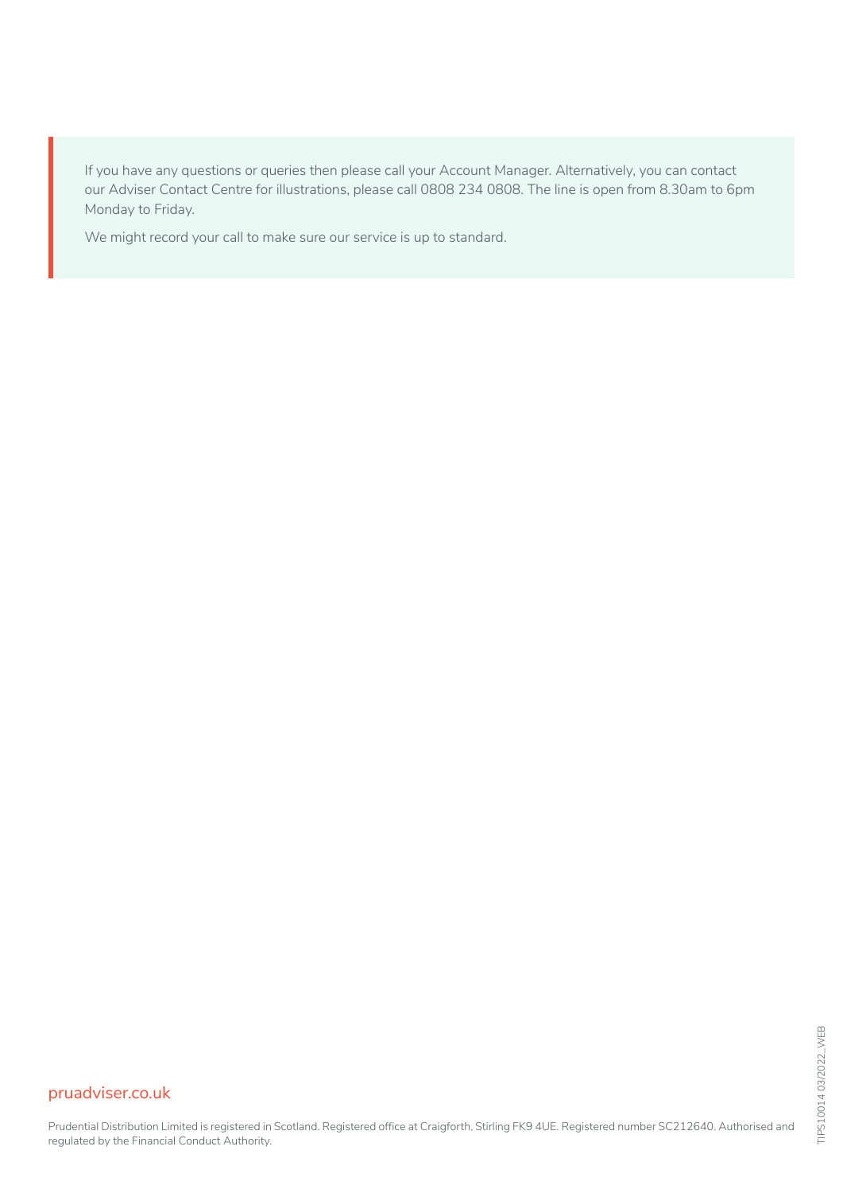If you have any questions or queries then please call your Account Manager. Alternatively, you can contact our Adviser Contact Centre for illustrations, please call 0808 234 0808. The line is open from 8.30am to 6pm Monday to Friday.

We might record your call to make sure our service is up to standard.

pruadviser.co.uk

Prudential Distribution Limited is registered in Scotland. Registered office at Craigforth, Stirling FK9 4UE. Registered number SC212640. Authorised and regulated by the Financial Conduct Authority.

TIPS10014 03/2022_WEB